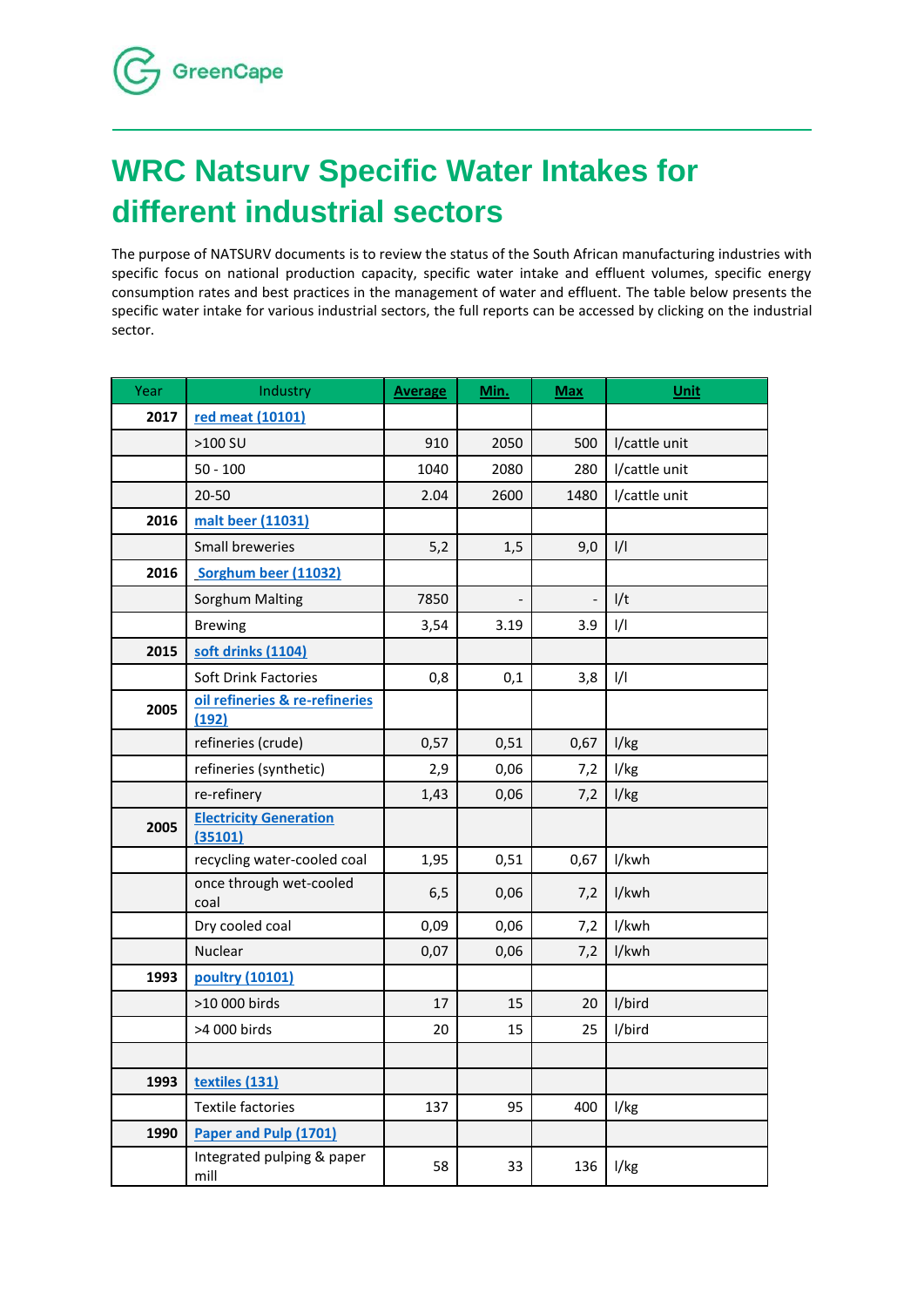GreenCape

# WRC Natsurv Specific Water Intakes for different industrial sectors

The purpose of NATSURV documents is to review the status of the South African manufacturing industries with specific focus on national production capacity, specific water intake and effluent volumes, specific energy consumption rates and best practices in the management of water and effluent. The table below presents the specific water intake for various industrial sectors, the full reports can be accessed by clicking on the industrial sector.

| Year | Industry | Average | Min. | Max | Unit |
|---|---|---|---|---|---|
| 2017 | red meat (10101) | | | | |
| | >100 SU | 910 | 2050 | 500 | l/cattle unit |
| | 50 - 100 | 1040 | 2080 | 280 | l/cattle unit |
| | 20-50 | 2.04 | 2600 | 1480 | l/cattle unit |
| 2016 | malt beer (11031) | | | | |
| | Small breweries | 5,2 | 1,5 | 9,0 | l/l |
| 2016 | Sorghum beer (11032) | | | | |
| | Sorghum Malting | 7850 | - | - | l/t |
| | Brewing | 3,54 | 3.19 | 3.9 | l/l |
| 2015 | soft drinks (1104) | | | | |
| | Soft Drink Factories | 0,8 | 0,1 | 3,8 | l/l |
| 2005 | oil refineries & re-refineries (192) | | | | |
| | refineries (crude) | 0,57 | 0,51 | 0,67 | l/kg |
| | refineries (synthetic) | 2,9 | 0,06 | 7,2 | l/kg |
| | re-refinery | 1,43 | 0,06 | 7,2 | l/kg |
| 2005 | Electricity Generation (35101) | | | | |
| | recycling water-cooled coal | 1,95 | 0,51 | 0,67 | l/kwh |
| | once through wet-cooled coal | 6,5 | 0,06 | 7,2 | l/kwh |
| | Dry cooled coal | 0,09 | 0,06 | 7,2 | l/kwh |
| | Nuclear | 0,07 | 0,06 | 7,2 | l/kwh |
| 1993 | poultry (10101) | | | | |
| | >10 000 birds | 17 | 15 | 20 | l/bird |
| | >4 000 birds | 20 | 15 | 25 | l/bird |
| | | | | | |
| 1993 | textiles (131) | | | | |
| | Textile factories | 137 | 95 | 400 | l/kg |
| 1990 | Paper and Pulp (1701) | | | | |
| | Integrated pulping & paper mill | 58 | 33 | 136 | l/kg |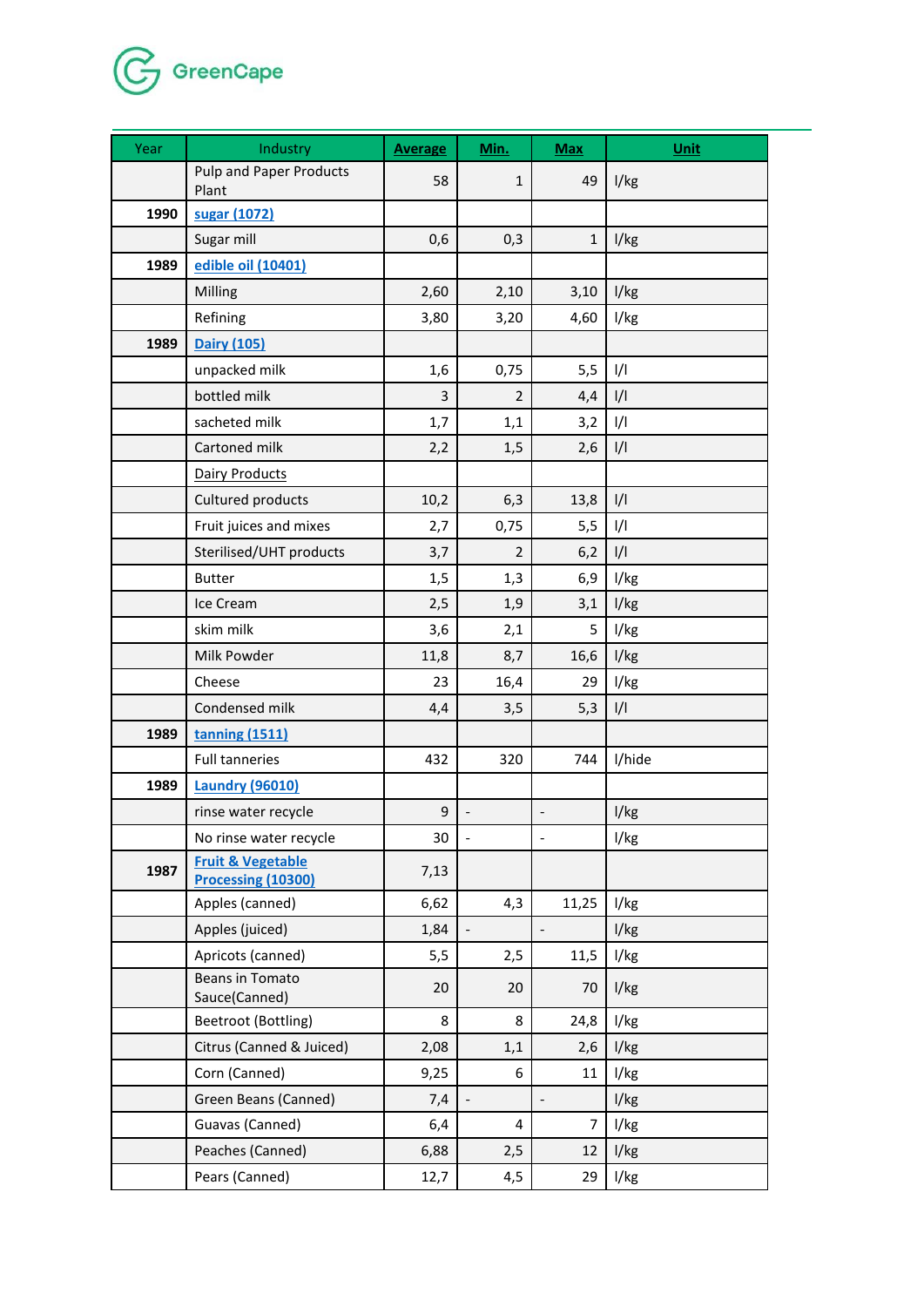| Year | Industry | Average | Min. | Max | Unit |
|---|---|---|---|---|---|
| | Pulp and Paper Products Plant | 58 | 1 | 49 | l/kg |
| **1990** | **sugar (1072)** | | | | |
| | Sugar mill | 0,6 | 0,3 | 1 | l/kg |
| **1989** | **edible oil (10401)** | | | | |
| | Milling | 2,60 | 2,10 | 3,10 | l/kg |
| | Refining | 3,80 | 3,20 | 4,60 | l/kg |
| **1989** | **Dairy (105)** | | | | |
| | unpacked milk | 1,6 | 0,75 | 5,5 | l/l |
| | bottled milk | 3 | 2 | 4,4 | l/l |
| | sacheted milk | 1,7 | 1,1 | 3,2 | l/l |
| | Cartoned milk | 2,2 | 1,5 | 2,6 | l/l |
| | Dairy Products | | | | |
| | Cultured products | 10,2 | 6,3 | 13,8 | l/l |
| | Fruit juices and mixes | 2,7 | 0,75 | 5,5 | l/l |
| | Sterilised/UHT products | 3,7 | 2 | 6,2 | l/l |
| | Butter | 1,5 | 1,3 | 6,9 | l/kg |
| | Ice Cream | 2,5 | 1,9 | 3,1 | l/kg |
| | skim milk | 3,6 | 2,1 | 5 | l/kg |
| | Milk Powder | 11,8 | 8,7 | 16,6 | l/kg |
| | Cheese | 23 | 16,4 | 29 | l/kg |
| | Condensed milk | 4,4 | 3,5 | 5,3 | l/l |
| **1989** | **tanning (1511)** | | | | |
| | Full tanneries | 432 | 320 | 744 | l/hide |
| **1989** | **Laundry (96010)** | | | | |
| | rinse water recycle | 9 | - | - | l/kg |
| | No rinse water recycle | 30 | - | - | l/kg |
| **1987** | **Fruit & Vegetable Processing (10300)** | 7,13 | | | |
| | Apples (canned) | 6,62 | 4,3 | 11,25 | l/kg |
| | Apples (juiced) | 1,84 | - | - | l/kg |
| | Apricots (canned) | 5,5 | 2,5 | 11,5 | l/kg |
| | Beans in Tomato Sauce(Canned) | 20 | 20 | 70 | l/kg |
| | Beetroot (Bottling) | 8 | 8 | 24,8 | l/kg |
| | Citrus (Canned & Juiced) | 2,08 | 1,1 | 2,6 | l/kg |
| | Corn (Canned) | 9,25 | 6 | 11 | l/kg |
| | Green Beans (Canned) | 7,4 | - | - | l/kg |
| | Guavas (Canned) | 6,4 | 4 | 7 | l/kg |
| | Peaches (Canned) | 6,88 | 2,5 | 12 | l/kg |
| | Pears (Canned) | 12,7 | 4,5 | 29 | l/kg |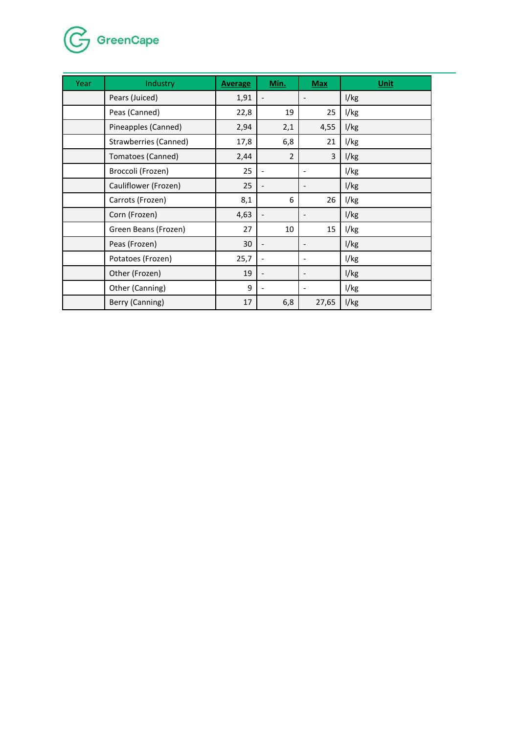| Year | Industry | Average | Min. | Max | Unit |
|---|---|---|---|---|---|
| | Pears (Juiced) | 1,91 | - | - | l/kg |
| | Peas (Canned) | 22,8 | 19 | 25 | l/kg |
| | Pineapples (Canned) | 2,94 | 2,1 | 4,55 | l/kg |
| | Strawberries (Canned) | 17,8 | 6,8 | 21 | l/kg |
| | Tomatoes (Canned) | 2,44 | 2 | 3 | l/kg |
| | Broccoli (Frozen) | 25 | - | - | l/kg |
| | Cauliflower (Frozen) | 25 | - | - | l/kg |
| | Carrots (Frozen) | 8,1 | 6 | 26 | l/kg |
| | Corn (Frozen) | 4,63 | - | - | l/kg |
| | Green Beans (Frozen) | 27 | 10 | 15 | l/kg |
| | Peas (Frozen) | 30 | - | - | l/kg |
| | Potatoes (Frozen) | 25,7 | - | - | l/kg |
| | Other (Frozen) | 19 | - | - | l/kg |
| | Other (Canning) | 9 | - | - | l/kg |
| | Berry (Canning) | 17 | 6,8 | 27,65 | l/kg |